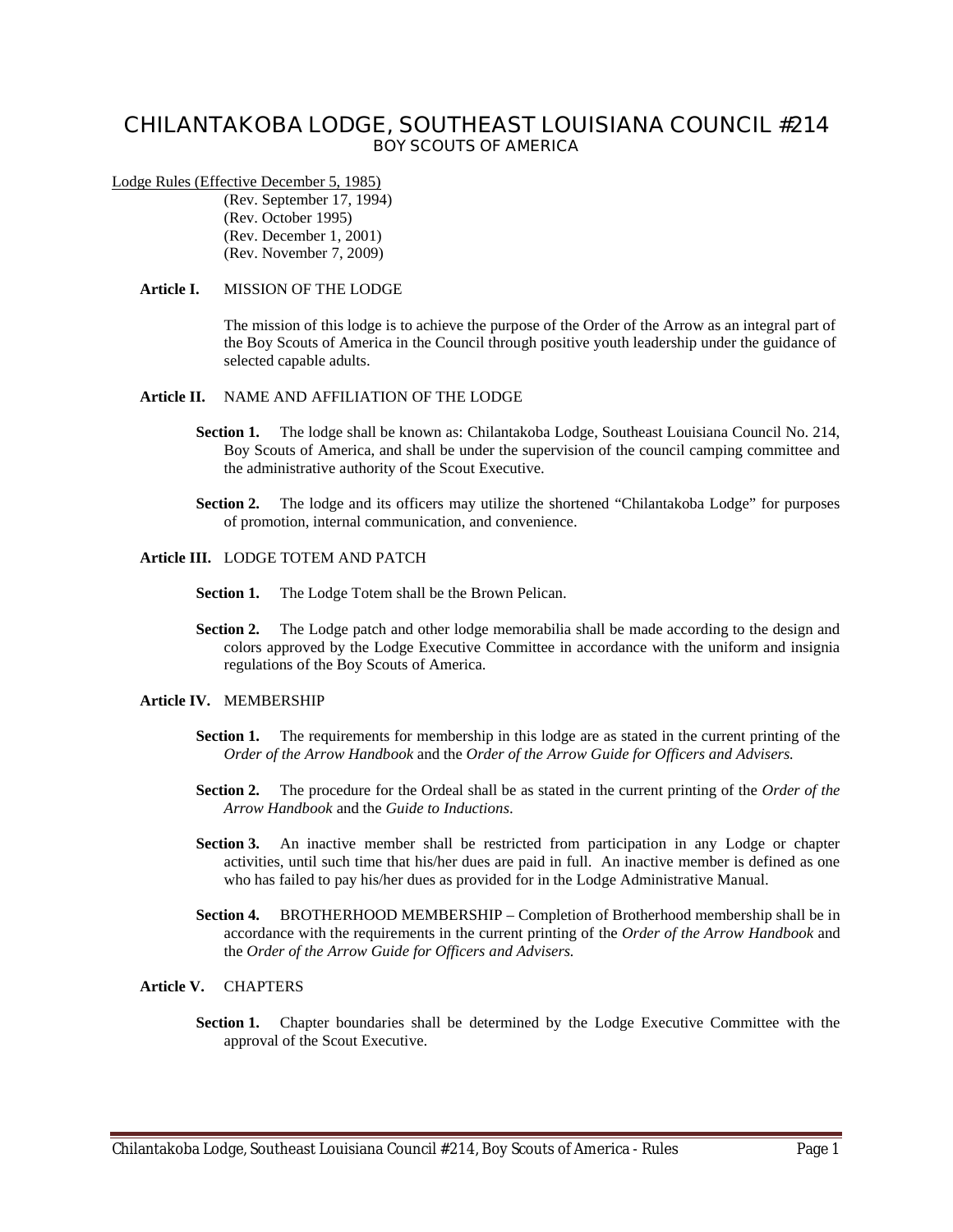# CHILANTAKOBA LODGE, SOUTHEAST LOUISIANA COUNCIL #214

## BOY SCOUTS OF AMERICA

Lodge Rules (Effective December 5, 1985)

(Rev. September 17, 1994)
(Rev. October 1995)
(Rev. December 1, 2001)
(Rev. November 7, 2009)

**Article I.** MISSION OF THE LODGE

The mission of this lodge is to achieve the purpose of the Order of the Arrow as an integral part of the Boy Scouts of America in the Council through positive youth leadership under the guidance of selected capable adults.

**Article II.** NAME AND AFFILIATION OF THE LODGE

**Section 1.** The lodge shall be known as: Chilantakoba Lodge, Southeast Louisiana Council No. 214, Boy Scouts of America, and shall be under the supervision of the council camping committee and the administrative authority of the Scout Executive.

**Section 2.** The lodge and its officers may utilize the shortened "Chilantakoba Lodge" for purposes of promotion, internal communication, and convenience.

**Article III.** LODGE TOTEM AND PATCH

**Section 1.** The Lodge Totem shall be the Brown Pelican.

**Section 2.** The Lodge patch and other lodge memorabilia shall be made according to the design and colors approved by the Lodge Executive Committee in accordance with the uniform and insignia regulations of the Boy Scouts of America.

**Article IV.** MEMBERSHIP

**Section 1.** The requirements for membership in this lodge are as stated in the current printing of the *Order of the Arrow Handbook* and the *Order of the Arrow Guide for Officers and Advisers.*

**Section 2.** The procedure for the Ordeal shall be as stated in the current printing of the *Order of the Arrow Handbook* and the *Guide to Inductions*.

**Section 3.** An inactive member shall be restricted from participation in any Lodge or chapter activities, until such time that his/her dues are paid in full. An inactive member is defined as one who has failed to pay his/her dues as provided for in the Lodge Administrative Manual.

**Section 4.** BROTHERHOOD MEMBERSHIP – Completion of Brotherhood membership shall be in accordance with the requirements in the current printing of the *Order of the Arrow Handbook* and the *Order of the Arrow Guide for Officers and Advisers.*

**Article V.** CHAPTERS

**Section 1.** Chapter boundaries shall be determined by the Lodge Executive Committee with the approval of the Scout Executive.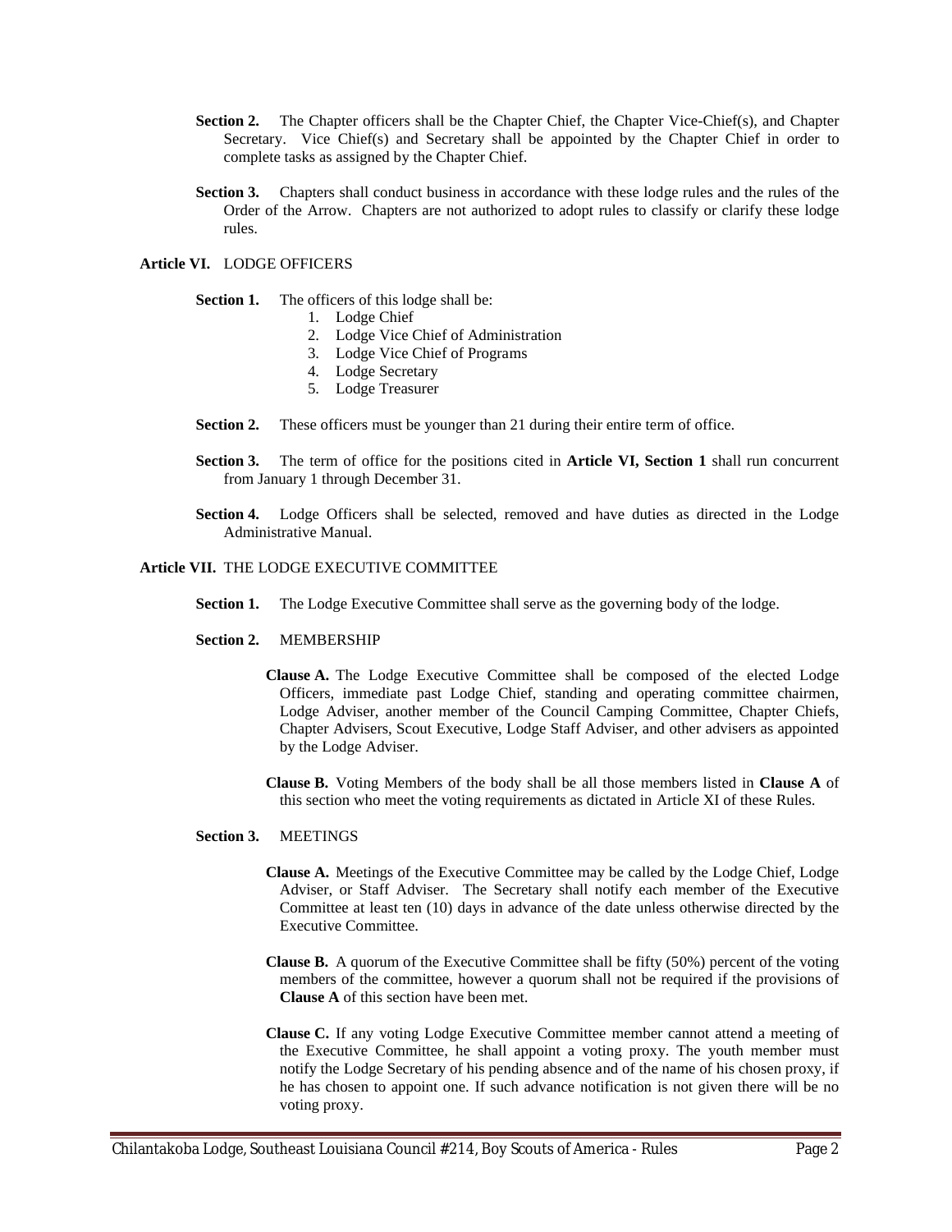**Section 2.** The Chapter officers shall be the Chapter Chief, the Chapter Vice-Chief(s), and Chapter Secretary. Vice Chief(s) and Secretary shall be appointed by the Chapter Chief in order to complete tasks as assigned by the Chapter Chief.

**Section 3.** Chapters shall conduct business in accordance with these lodge rules and the rules of the Order of the Arrow. Chapters are not authorized to adopt rules to classify or clarify these lodge rules.

## Article VI. LODGE OFFICERS

**Section 1.** The officers of this lodge shall be:

1. Lodge Chief
2. Lodge Vice Chief of Administration
3. Lodge Vice Chief of Programs
4. Lodge Secretary
5. Lodge Treasurer

**Section 2.** These officers must be younger than 21 during their entire term of office.

**Section 3.** The term of office for the positions cited in **Article VI, Section 1** shall run concurrent from January 1 through December 31.

**Section 4.** Lodge Officers shall be selected, removed and have duties as directed in the Lodge Administrative Manual.

## Article VII. THE LODGE EXECUTIVE COMMITTEE

**Section 1.** The Lodge Executive Committee shall serve as the governing body of the lodge.

**Section 2.** MEMBERSHIP

**Clause A.** The Lodge Executive Committee shall be composed of the elected Lodge Officers, immediate past Lodge Chief, standing and operating committee chairmen, Lodge Adviser, another member of the Council Camping Committee, Chapter Chiefs, Chapter Advisers, Scout Executive, Lodge Staff Adviser, and other advisers as appointed by the Lodge Adviser.

**Clause B.** Voting Members of the body shall be all those members listed in **Clause A** of this section who meet the voting requirements as dictated in Article XI of these Rules.

**Section 3.** MEETINGS

**Clause A.** Meetings of the Executive Committee may be called by the Lodge Chief, Lodge Adviser, or Staff Adviser. The Secretary shall notify each member of the Executive Committee at least ten (10) days in advance of the date unless otherwise directed by the Executive Committee.

**Clause B.** A quorum of the Executive Committee shall be fifty (50%) percent of the voting members of the committee, however a quorum shall not be required if the provisions of **Clause A** of this section have been met.

**Clause C.** If any voting Lodge Executive Committee member cannot attend a meeting of the Executive Committee, he shall appoint a voting proxy. The youth member must notify the Lodge Secretary of his pending absence and of the name of his chosen proxy, if he has chosen to appoint one. If such advance notification is not given there will be no voting proxy.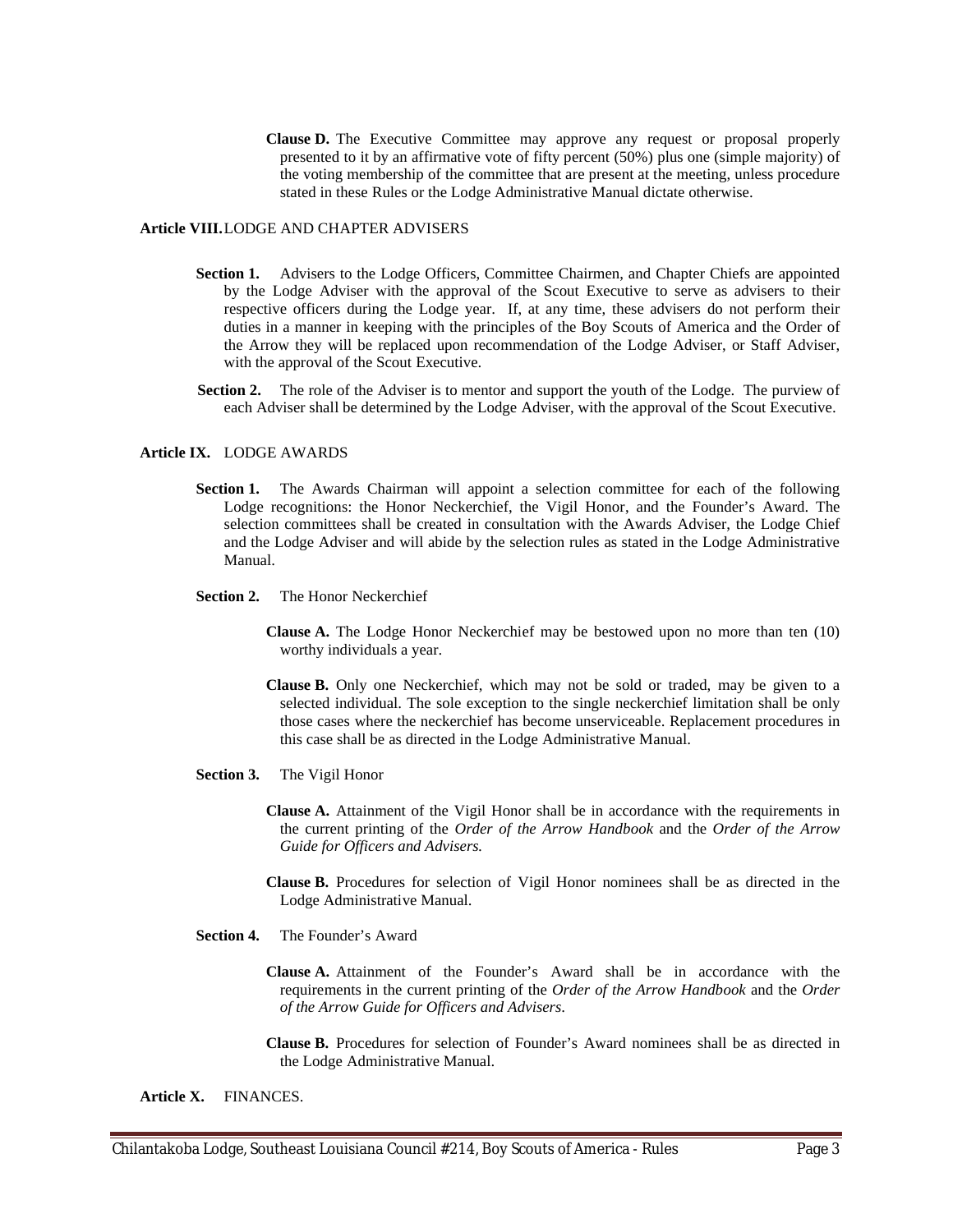**Clause D.** The Executive Committee may approve any request or proposal properly presented to it by an affirmative vote of fifty percent (50%) plus one (simple majority) of the voting membership of the committee that are present at the meeting, unless procedure stated in these Rules or the Lodge Administrative Manual dictate otherwise.

**Article VIII.** LODGE AND CHAPTER ADVISERS

**Section 1.** Advisers to the Lodge Officers, Committee Chairmen, and Chapter Chiefs are appointed by the Lodge Adviser with the approval of the Scout Executive to serve as advisers to their respective officers during the Lodge year. If, at any time, these advisers do not perform their duties in a manner in keeping with the principles of the Boy Scouts of America and the Order of the Arrow they will be replaced upon recommendation of the Lodge Adviser, or Staff Adviser, with the approval of the Scout Executive.

**Section 2.** The role of the Adviser is to mentor and support the youth of the Lodge. The purview of each Adviser shall be determined by the Lodge Adviser, with the approval of the Scout Executive.

**Article IX.** LODGE AWARDS

**Section 1.** The Awards Chairman will appoint a selection committee for each of the following Lodge recognitions: the Honor Neckerchief, the Vigil Honor, and the Founder's Award. The selection committees shall be created in consultation with the Awards Adviser, the Lodge Chief and the Lodge Adviser and will abide by the selection rules as stated in the Lodge Administrative Manual.

**Section 2.** The Honor Neckerchief

**Clause A.** The Lodge Honor Neckerchief may be bestowed upon no more than ten (10) worthy individuals a year.

**Clause B.** Only one Neckerchief, which may not be sold or traded, may be given to a selected individual. The sole exception to the single neckerchief limitation shall be only those cases where the neckerchief has become unserviceable. Replacement procedures in this case shall be as directed in the Lodge Administrative Manual.

**Section 3.** The Vigil Honor

**Clause A.** Attainment of the Vigil Honor shall be in accordance with the requirements in the current printing of the *Order of the Arrow Handbook* and the *Order of the Arrow Guide for Officers and Advisers.*

**Clause B.** Procedures for selection of Vigil Honor nominees shall be as directed in the Lodge Administrative Manual.

**Section 4.** The Founder's Award

**Clause A.** Attainment of the Founder's Award shall be in accordance with the requirements in the current printing of the *Order of the Arrow Handbook* and the *Order of the Arrow Guide for Officers and Advisers*.

**Clause B.** Procedures for selection of Founder's Award nominees shall be as directed in the Lodge Administrative Manual.

**Article X.** FINANCES.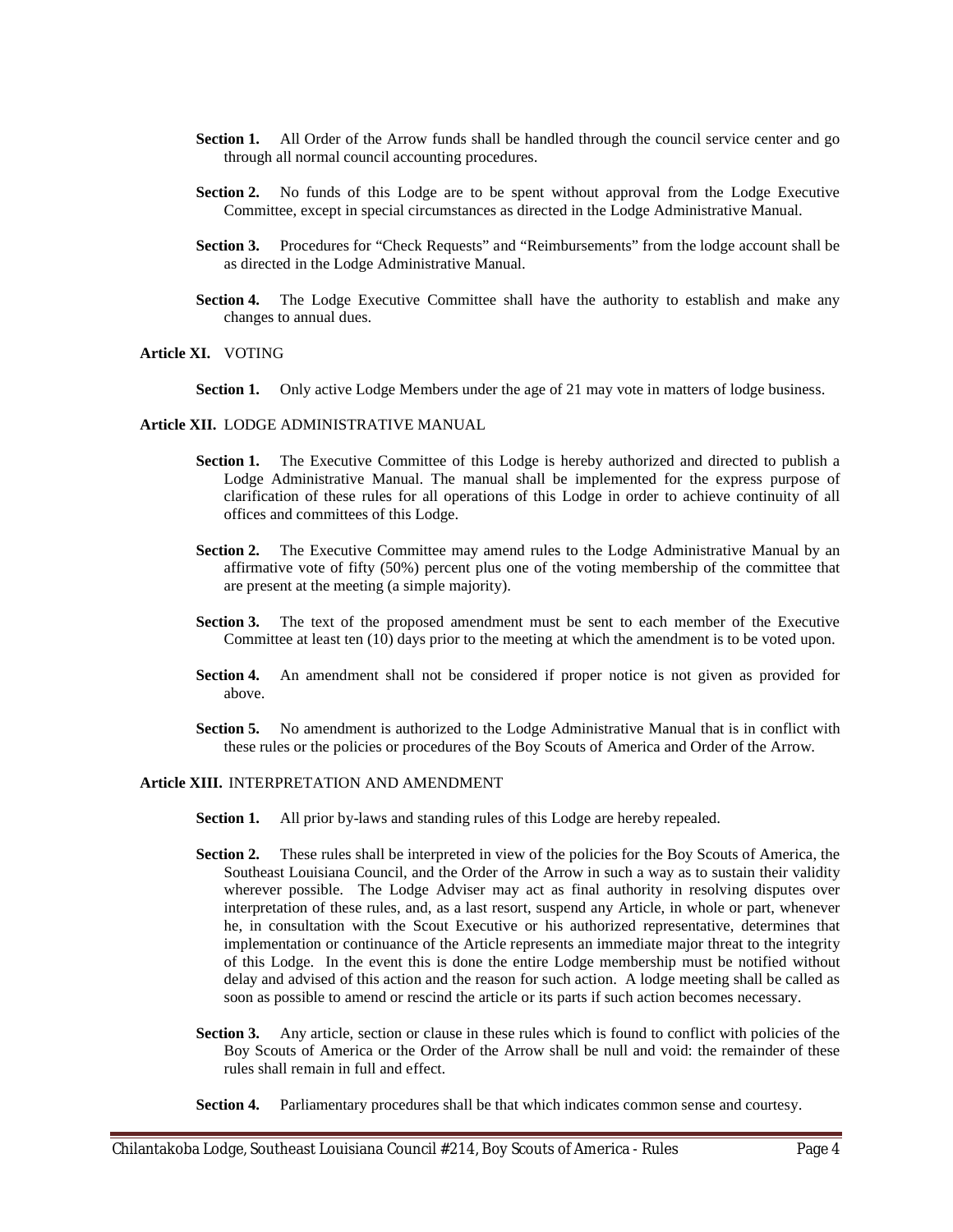**Section 1.** All Order of the Arrow funds shall be handled through the council service center and go through all normal council accounting procedures.

**Section 2.** No funds of this Lodge are to be spent without approval from the Lodge Executive Committee, except in special circumstances as directed in the Lodge Administrative Manual.

**Section 3.** Procedures for "Check Requests" and "Reimbursements" from the lodge account shall be as directed in the Lodge Administrative Manual.

**Section 4.** The Lodge Executive Committee shall have the authority to establish and make any changes to annual dues.

**Article XI.** VOTING

**Section 1.** Only active Lodge Members under the age of 21 may vote in matters of lodge business.

**Article XII.** LODGE ADMINISTRATIVE MANUAL

**Section 1.** The Executive Committee of this Lodge is hereby authorized and directed to publish a Lodge Administrative Manual. The manual shall be implemented for the express purpose of clarification of these rules for all operations of this Lodge in order to achieve continuity of all offices and committees of this Lodge.

**Section 2.** The Executive Committee may amend rules to the Lodge Administrative Manual by an affirmative vote of fifty (50%) percent plus one of the voting membership of the committee that are present at the meeting (a simple majority).

**Section 3.** The text of the proposed amendment must be sent to each member of the Executive Committee at least ten (10) days prior to the meeting at which the amendment is to be voted upon.

**Section 4.** An amendment shall not be considered if proper notice is not given as provided for above.

**Section 5.** No amendment is authorized to the Lodge Administrative Manual that is in conflict with these rules or the policies or procedures of the Boy Scouts of America and Order of the Arrow.

**Article XIII.** INTERPRETATION AND AMENDMENT

**Section 1.** All prior by-laws and standing rules of this Lodge are hereby repealed.

**Section 2.** These rules shall be interpreted in view of the policies for the Boy Scouts of America, the Southeast Louisiana Council, and the Order of the Arrow in such a way as to sustain their validity wherever possible. The Lodge Adviser may act as final authority in resolving disputes over interpretation of these rules, and, as a last resort, suspend any Article, in whole or part, whenever he, in consultation with the Scout Executive or his authorized representative, determines that implementation or continuance of the Article represents an immediate major threat to the integrity of this Lodge. In the event this is done the entire Lodge membership must be notified without delay and advised of this action and the reason for such action. A lodge meeting shall be called as soon as possible to amend or rescind the article or its parts if such action becomes necessary.

**Section 3.** Any article, section or clause in these rules which is found to conflict with policies of the Boy Scouts of America or the Order of the Arrow shall be null and void: the remainder of these rules shall remain in full and effect.

**Section 4.** Parliamentary procedures shall be that which indicates common sense and courtesy.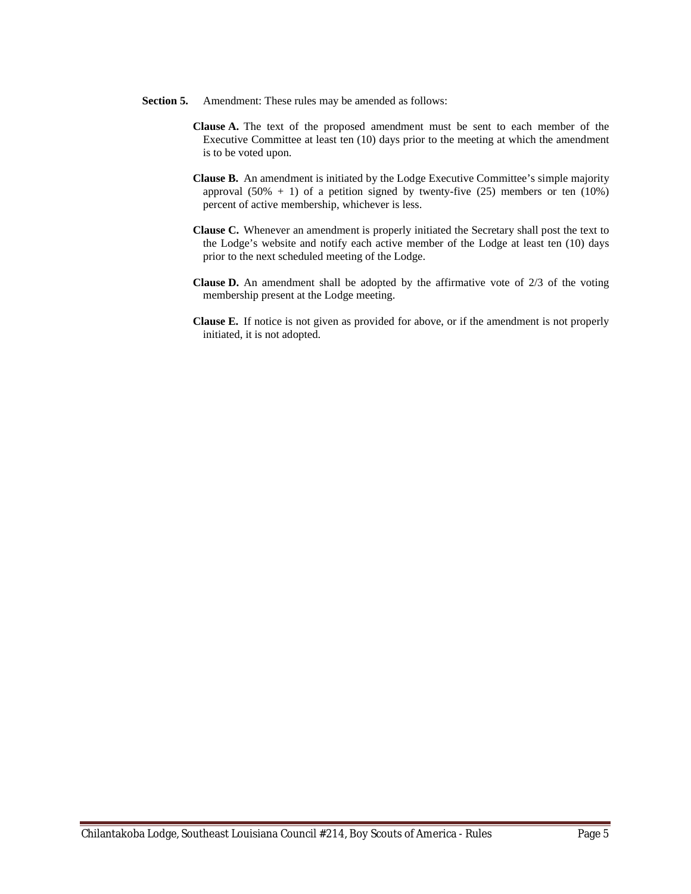**Section 5.** Amendment: These rules may be amended as follows:

**Clause A.** The text of the proposed amendment must be sent to each member of the Executive Committee at least ten (10) days prior to the meeting at which the amendment is to be voted upon.

**Clause B.** An amendment is initiated by the Lodge Executive Committee's simple majority approval (50% + 1) of a petition signed by twenty-five (25) members or ten (10%) percent of active membership, whichever is less.

**Clause C.** Whenever an amendment is properly initiated the Secretary shall post the text to the Lodge's website and notify each active member of the Lodge at least ten (10) days prior to the next scheduled meeting of the Lodge.

**Clause D.** An amendment shall be adopted by the affirmative vote of 2/3 of the voting membership present at the Lodge meeting.

**Clause E.** If notice is not given as provided for above, or if the amendment is not properly initiated, it is not adopted.